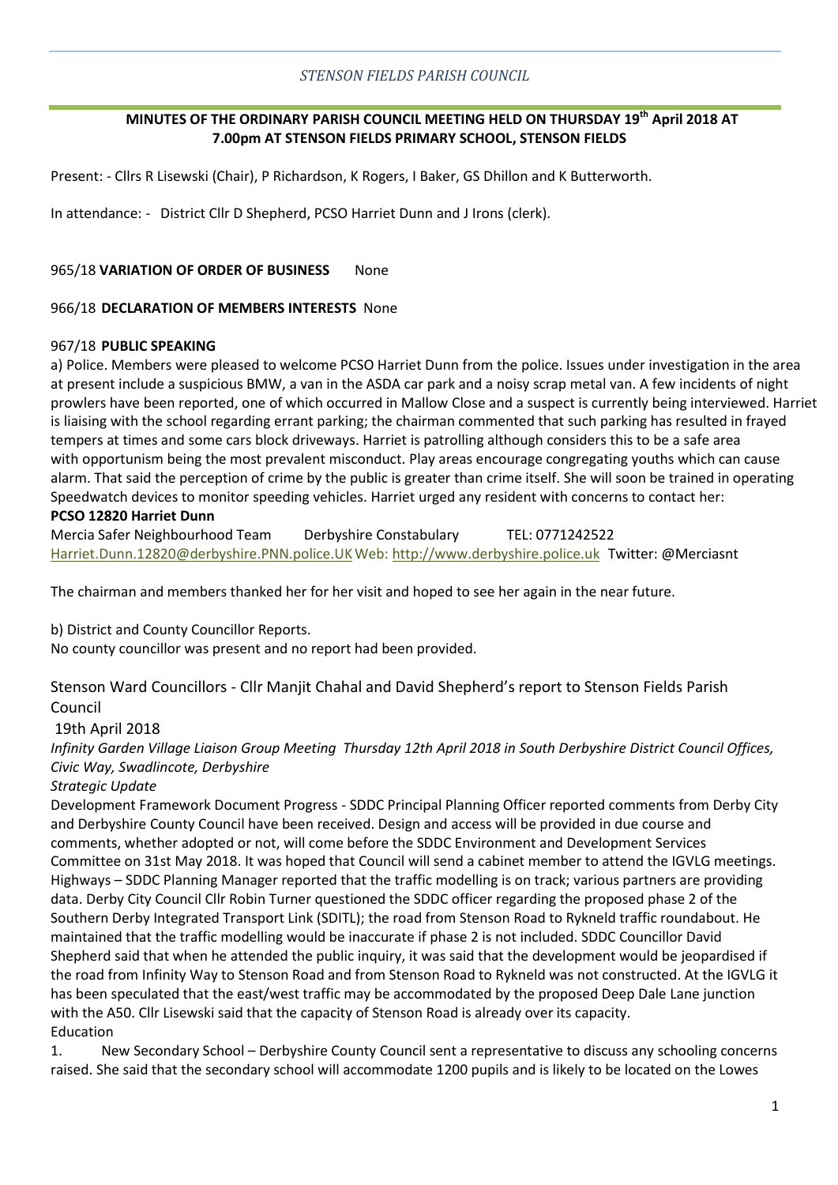*STENSON FIELDS PARISH COUNCIL*

**MINUTES OF THE ORDINARY PARISH COUNCIL MEETING HELD ON THURSDAY 19th April 2018 AT 7.00pm AT STENSON FIELDS PRIMARY SCHOOL, STENSON FIELDS**

Present: - Cllrs R Lisewski (Chair), P Richardson, K Rogers, I Baker, GS Dhillon and K Butterworth.

In attendance: - District Cllr D Shepherd, PCSO Harriet Dunn and J Irons (clerk).

965/18 **VARIATION OF ORDER OF BUSINESS** None

966/18 **DECLARATION OF MEMBERS INTERESTS** None

967/18 **PUBLIC SPEAKING**

a) Police. Members were pleased to welcome PCSO Harriet Dunn from the police. Issues under investigation in the area at present include a suspicious BMW, a van in the ASDA car park and a noisy scrap metal van. A few incidents of night prowlers have been reported, one of which occurred in Mallow Close and a suspect is currently being interviewed. Harriet is liaising with the school regarding errant parking; the chairman commented that such parking has resulted in frayed tempers at times and some cars block driveways. Harriet is patrolling although considers this to be a safe area with opportunism being the most prevalent misconduct. Play areas encourage congregating youths which can cause alarm. That said the perception of crime by the public is greater than crime itself. She will soon be trained in operating Speedwatch devices to monitor speeding vehicles. Harriet urged any resident with concerns to contact her:

**PCSO 12820 Harriet Dunn**

Mercia Safer Neighbourhood Team Derbyshire Constabulary TEL: 0771242522
Harriet.Dunn.12820@derbyshire.PNN.police.UK Web: http://www.derbyshire.police.uk Twitter: @Merciasnt

The chairman and members thanked her for her visit and hoped to see her again in the near future.

b) District and County Councillor Reports.
No county councillor was present and no report had been provided.

Stenson Ward Councillors - Cllr Manjit Chahal and David Shepherd's report to Stenson Fields Parish Council

19th April 2018

*Infinity Garden Village Liaison Group Meeting Thursday 12th April 2018 in South Derbyshire District Council Offices, Civic Way, Swadlincote, Derbyshire*

*Strategic Update*

Development Framework Document Progress - SDDC Principal Planning Officer reported comments from Derby City and Derbyshire County Council have been received. Design and access will be provided in due course and comments, whether adopted or not, will come before the SDDC Environment and Development Services Committee on 31st May 2018. It was hoped that Council will send a cabinet member to attend the IGVLG meetings. Highways – SDDC Planning Manager reported that the traffic modelling is on track; various partners are providing data. Derby City Council Cllr Robin Turner questioned the SDDC officer regarding the proposed phase 2 of the Southern Derby Integrated Transport Link (SDITL); the road from Stenson Road to Rykneld traffic roundabout. He maintained that the traffic modelling would be inaccurate if phase 2 is not included. SDDC Councillor David Shepherd said that when he attended the public inquiry, it was said that the development would be jeopardised if the road from Infinity Way to Stenson Road and from Stenson Road to Rykneld was not constructed. At the IGVLG it has been speculated that the east/west traffic may be accommodated by the proposed Deep Dale Lane junction with the A50. Cllr Lisewski said that the capacity of Stenson Road is already over its capacity.

Education

1. New Secondary School – Derbyshire County Council sent a representative to discuss any schooling concerns raised. She said that the secondary school will accommodate 1200 pupils and is likely to be located on the Lowes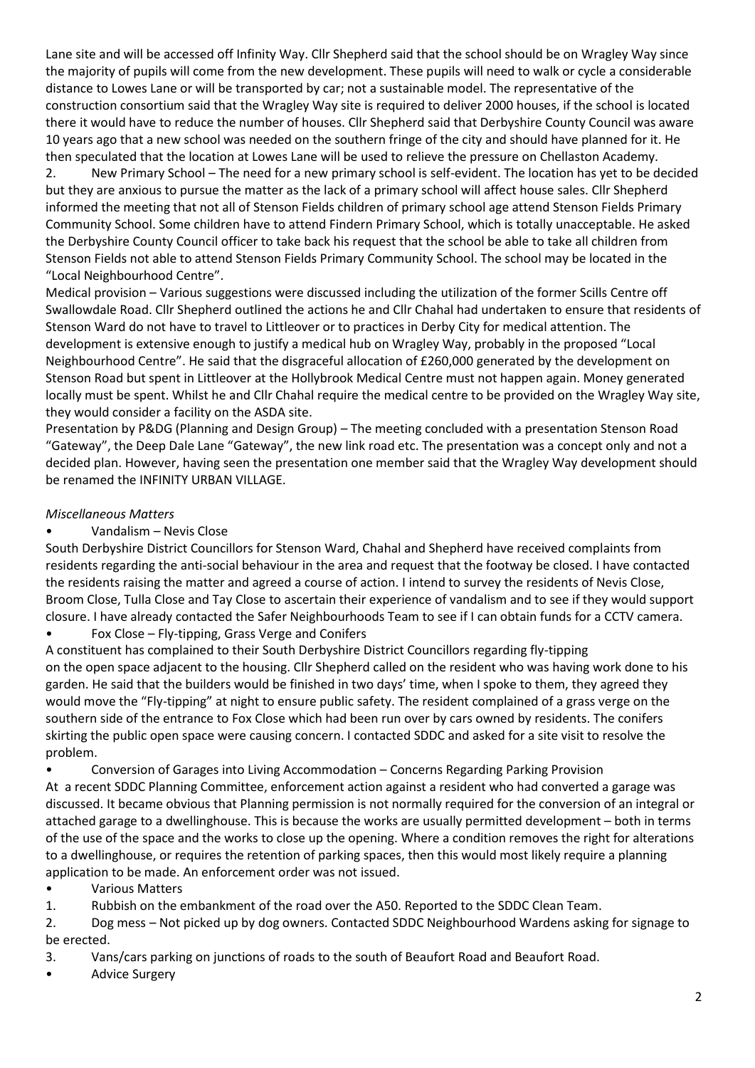Lane site and will be accessed off Infinity Way. Cllr Shepherd said that the school should be on Wragley Way since the majority of pupils will come from the new development. These pupils will need to walk or cycle a considerable distance to Lowes Lane or will be transported by car; not a sustainable model. The representative of the construction consortium said that the Wragley Way site is required to deliver 2000 houses, if the school is located there it would have to reduce the number of houses. Cllr Shepherd said that Derbyshire County Council was aware 10 years ago that a new school was needed on the southern fringe of the city and should have planned for it. He then speculated that the location at Lowes Lane will be used to relieve the pressure on Chellaston Academy.

2. New Primary School – The need for a new primary school is self-evident. The location has yet to be decided but they are anxious to pursue the matter as the lack of a primary school will affect house sales. Cllr Shepherd informed the meeting that not all of Stenson Fields children of primary school age attend Stenson Fields Primary Community School. Some children have to attend Findern Primary School, which is totally unacceptable. He asked the Derbyshire County Council officer to take back his request that the school be able to take all children from Stenson Fields not able to attend Stenson Fields Primary Community School. The school may be located in the "Local Neighbourhood Centre".

Medical provision – Various suggestions were discussed including the utilization of the former Scills Centre off Swallowdale Road. Cllr Shepherd outlined the actions he and Cllr Chahal had undertaken to ensure that residents of Stenson Ward do not have to travel to Littleover or to practices in Derby City for medical attention. The development is extensive enough to justify a medical hub on Wragley Way, probably in the proposed "Local Neighbourhood Centre". He said that the disgraceful allocation of £260,000 generated by the development on Stenson Road but spent in Littleover at the Hollybrook Medical Centre must not happen again. Money generated locally must be spent. Whilst he and Cllr Chahal require the medical centre to be provided on the Wragley Way site, they would consider a facility on the ASDA site.

Presentation by P&DG (Planning and Design Group) – The meeting concluded with a presentation Stenson Road "Gateway", the Deep Dale Lane "Gateway", the new link road etc. The presentation was a concept only and not a decided plan. However, having seen the presentation one member said that the Wragley Way development should be renamed the INFINITY URBAN VILLAGE.

*Miscellaneous Matters*

- Vandalism – Nevis Close

South Derbyshire District Councillors for Stenson Ward, Chahal and Shepherd have received complaints from residents regarding the anti-social behaviour in the area and request that the footway be closed. I have contacted the residents raising the matter and agreed a course of action. I intend to survey the residents of Nevis Close, Broom Close, Tulla Close and Tay Close to ascertain their experience of vandalism and to see if they would support closure. I have already contacted the Safer Neighbourhoods Team to see if I can obtain funds for a CCTV camera.

- Fox Close – Fly-tipping, Grass Verge and Conifers

A constituent has complained to their South Derbyshire District Councillors regarding fly-tipping on the open space adjacent to the housing. Cllr Shepherd called on the resident who was having work done to his garden. He said that the builders would be finished in two days' time, when I spoke to them, they agreed they would move the "Fly-tipping" at night to ensure public safety. The resident complained of a grass verge on the southern side of the entrance to Fox Close which had been run over by cars owned by residents. The conifers skirting the public open space were causing concern. I contacted SDDC and asked for a site visit to resolve the problem.

- Conversion of Garages into Living Accommodation – Concerns Regarding Parking Provision

At a recent SDDC Planning Committee, enforcement action against a resident who had converted a garage was discussed. It became obvious that Planning permission is not normally required for the conversion of an integral or attached garage to a dwellinghouse. This is because the works are usually permitted development – both in terms of the use of the space and the works to close up the opening. Where a condition removes the right for alterations to a dwellinghouse, or requires the retention of parking spaces, then this would most likely require a planning application to be made. An enforcement order was not issued.

- Various Matters

1. Rubbish on the embankment of the road over the A50. Reported to the SDDC Clean Team.
2. Dog mess – Not picked up by dog owners. Contacted SDDC Neighbourhood Wardens asking for signage to be erected.
3. Vans/cars parking on junctions of roads to the south of Beaufort Road and Beaufort Road.

- Advice Surgery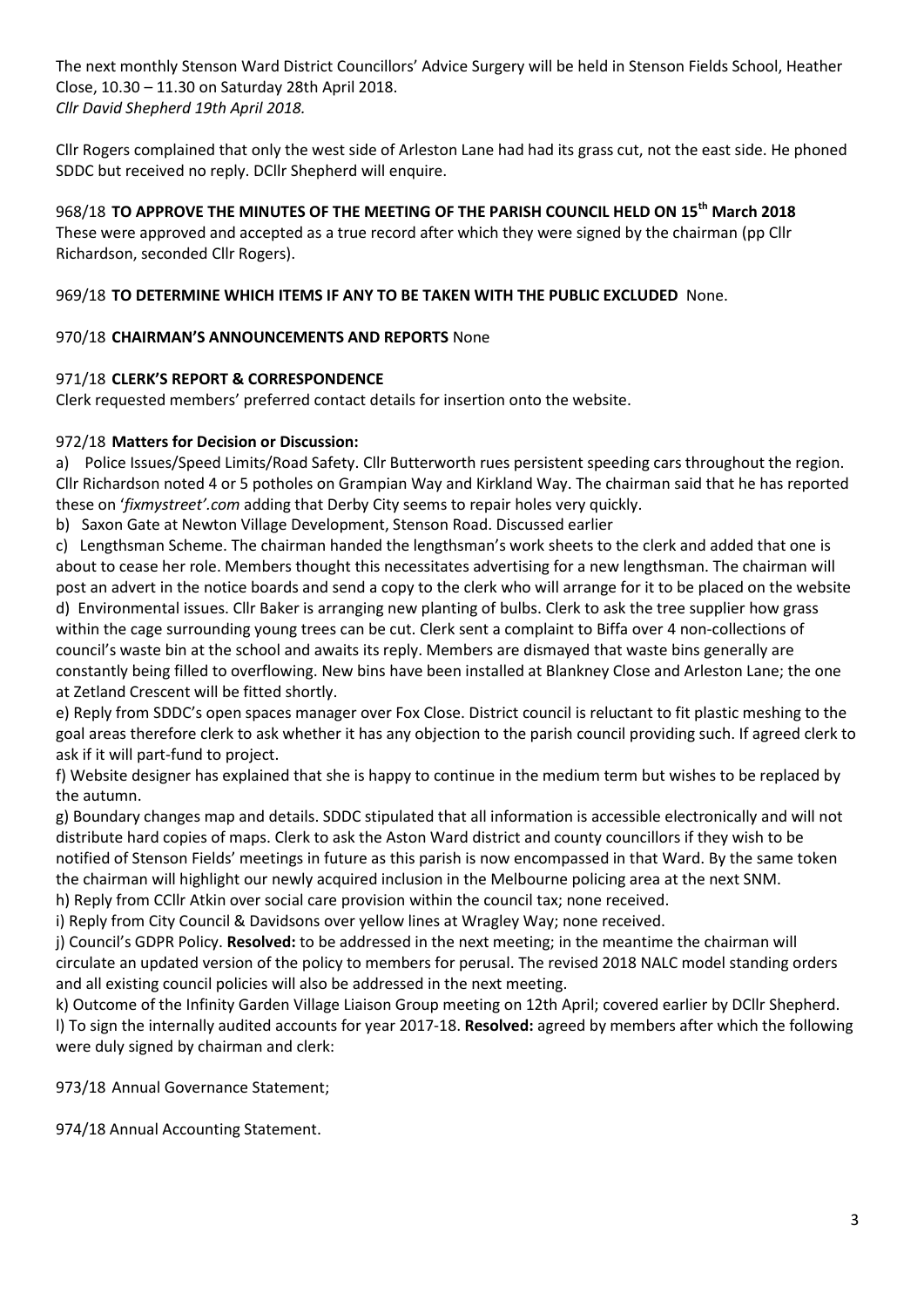The next monthly Stenson Ward District Councillors' Advice Surgery will be held in Stenson Fields School, Heather Close, 10.30 – 11.30 on Saturday 28th April 2018.
*Cllr David Shepherd 19th April 2018.*

Cllr Rogers complained that only the west side of Arleston Lane had had its grass cut, not the east side. He phoned SDDC but received no reply. DCllr Shepherd will enquire.

968/18 **TO APPROVE THE MINUTES OF THE MEETING OF THE PARISH COUNCIL HELD ON 15th March 2018**
These were approved and accepted as a true record after which they were signed by the chairman (pp Cllr Richardson, seconded Cllr Rogers).

969/18 **TO DETERMINE WHICH ITEMS IF ANY TO BE TAKEN WITH THE PUBLIC EXCLUDED** None.

970/18 **CHAIRMAN'S ANNOUNCEMENTS AND REPORTS** None

971/18 **CLERK'S REPORT & CORRESPONDENCE**
Clerk requested members' preferred contact details for insertion onto the website.

972/18 **Matters for Decision or Discussion:**

a) Police Issues/Speed Limits/Road Safety. Cllr Butterworth rues persistent speeding cars throughout the region. Cllr Richardson noted 4 or 5 potholes on Grampian Way and Kirkland Way. The chairman said that he has reported these on '*fixmystreet'.com* adding that Derby City seems to repair holes very quickly.

b) Saxon Gate at Newton Village Development, Stenson Road. Discussed earlier

c) Lengthsman Scheme. The chairman handed the lengthsman's work sheets to the clerk and added that one is about to cease her role. Members thought this necessitates advertising for a new lengthsman. The chairman will post an advert in the notice boards and send a copy to the clerk who will arrange for it to be placed on the website

d) Environmental issues. Cllr Baker is arranging new planting of bulbs. Clerk to ask the tree supplier how grass within the cage surrounding young trees can be cut. Clerk sent a complaint to Biffa over 4 non-collections of council's waste bin at the school and awaits its reply. Members are dismayed that waste bins generally are constantly being filled to overflowing. New bins have been installed at Blankney Close and Arleston Lane; the one at Zetland Crescent will be fitted shortly.

e) Reply from SDDC's open spaces manager over Fox Close. District council is reluctant to fit plastic meshing to the goal areas therefore clerk to ask whether it has any objection to the parish council providing such. If agreed clerk to ask if it will part-fund to project.

f) Website designer has explained that she is happy to continue in the medium term but wishes to be replaced by the autumn.

g) Boundary changes map and details. SDDC stipulated that all information is accessible electronically and will not distribute hard copies of maps. Clerk to ask the Aston Ward district and county councillors if they wish to be notified of Stenson Fields' meetings in future as this parish is now encompassed in that Ward. By the same token the chairman will highlight our newly acquired inclusion in the Melbourne policing area at the next SNM.

h) Reply from CCllr Atkin over social care provision within the council tax; none received.

i) Reply from City Council & Davidsons over yellow lines at Wragley Way; none received.

j) Council's GDPR Policy. **Resolved:** to be addressed in the next meeting; in the meantime the chairman will circulate an updated version of the policy to members for perusal. The revised 2018 NALC model standing orders and all existing council policies will also be addressed in the next meeting.

k) Outcome of the Infinity Garden Village Liaison Group meeting on 12th April; covered earlier by DCllr Shepherd.

l) To sign the internally audited accounts for year 2017-18. **Resolved:** agreed by members after which the following were duly signed by chairman and clerk:

973/18 Annual Governance Statement;

974/18 Annual Accounting Statement.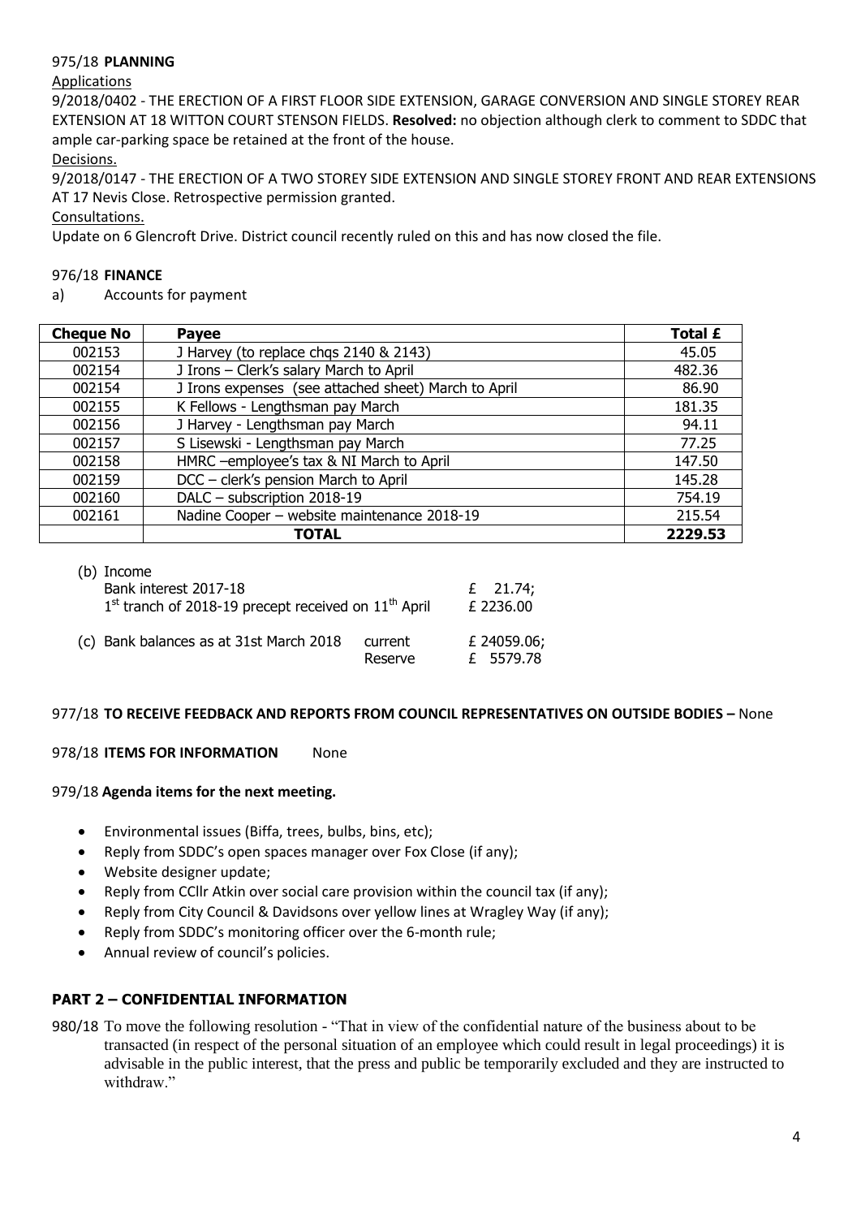975/18 **PLANNING**

Applications

9/2018/0402 - THE ERECTION OF A FIRST FLOOR SIDE EXTENSION, GARAGE CONVERSION AND SINGLE STOREY REAR EXTENSION AT 18 WITTON COURT STENSON FIELDS. **Resolved:** no objection although clerk to comment to SDDC that ample car-parking space be retained at the front of the house.

Decisions.

9/2018/0147 - THE ERECTION OF A TWO STOREY SIDE EXTENSION AND SINGLE STOREY FRONT AND REAR EXTENSIONS AT 17 Nevis Close. Retrospective permission granted.

Consultations.

Update on 6 Glencroft Drive. District council recently ruled on this and has now closed the file.

976/18 **FINANCE**

a) Accounts for payment

| Cheque No | Payee | Total £ |
|---|---|---|
| 002153 | J Harvey (to replace chqs 2140 & 2143) | 45.05 |
| 002154 | J Irons – Clerk's salary March to April | 482.36 |
| 002154 | J Irons expenses (see attached sheet) March to April | 86.90 |
| 002155 | K Fellows - Lengthsman pay March | 181.35 |
| 002156 | J Harvey - Lengthsman pay March | 94.11 |
| 002157 | S Lisewski - Lengthsman pay March | 77.25 |
| 002158 | HMRC –employee's tax & NI March to April | 147.50 |
| 002159 | DCC – clerk's pension March to April | 145.28 |
| 002160 | DALC – subscription 2018-19 | 754.19 |
| 002161 | Nadine Cooper – website maintenance 2018-19 | 215.54 |
| | **TOTAL** | **2229.53** |

(b) Income

| | | |
|---|---|---|
| Bank interest 2017-18 | | £ 21.74; |
| 1st tranch of 2018-19 precept received on 11th April | | £ 2236.00 |

(c) Bank balances as at 31st March 2018

| | | |
|---|---|---|
| | current | £ 24059.06; |
| | Reserve | £ 5579.78 |

977/18 **TO RECEIVE FEEDBACK AND REPORTS FROM COUNCIL REPRESENTATIVES ON OUTSIDE BODIES –** None

978/18 **ITEMS FOR INFORMATION** None

979/18 **Agenda items for the next meeting.**

- Environmental issues (Biffa, trees, bulbs, bins, etc);
- Reply from SDDC's open spaces manager over Fox Close (if any);
- Website designer update;
- Reply from CCllr Atkin over social care provision within the council tax (if any);
- Reply from City Council & Davidsons over yellow lines at Wragley Way (if any);
- Reply from SDDC's monitoring officer over the 6-month rule;
- Annual review of council's policies.

## PART 2 – CONFIDENTIAL INFORMATION

980/18 To move the following resolution - "That in view of the confidential nature of the business about to be transacted (in respect of the personal situation of an employee which could result in legal proceedings) it is advisable in the public interest, that the press and public be temporarily excluded and they are instructed to withdraw."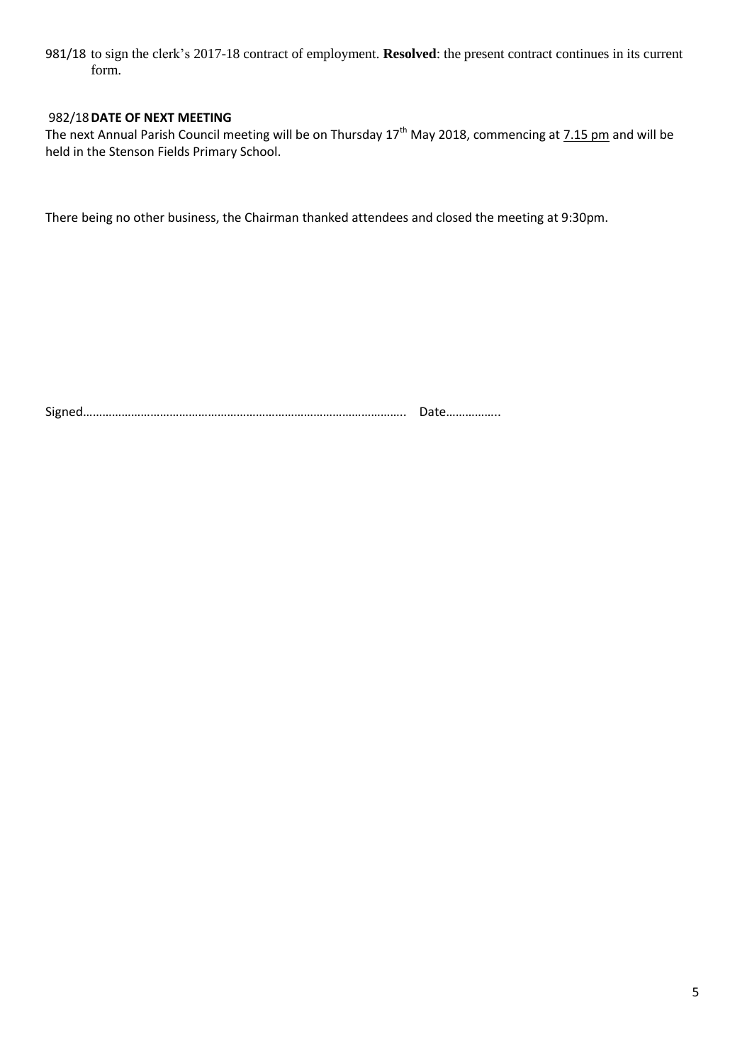981/18 to sign the clerk's 2017-18 contract of employment. **Resolved**: the present contract continues in its current form.

982/18 **DATE OF NEXT MEETING**

The next Annual Parish Council meeting will be on Thursday 17th May 2018, commencing at 7.15 pm and will be held in the Stenson Fields Primary School.

There being no other business, the Chairman thanked attendees and closed the meeting at 9:30pm.

Signed………………………………………………………………………………….. Date……………..